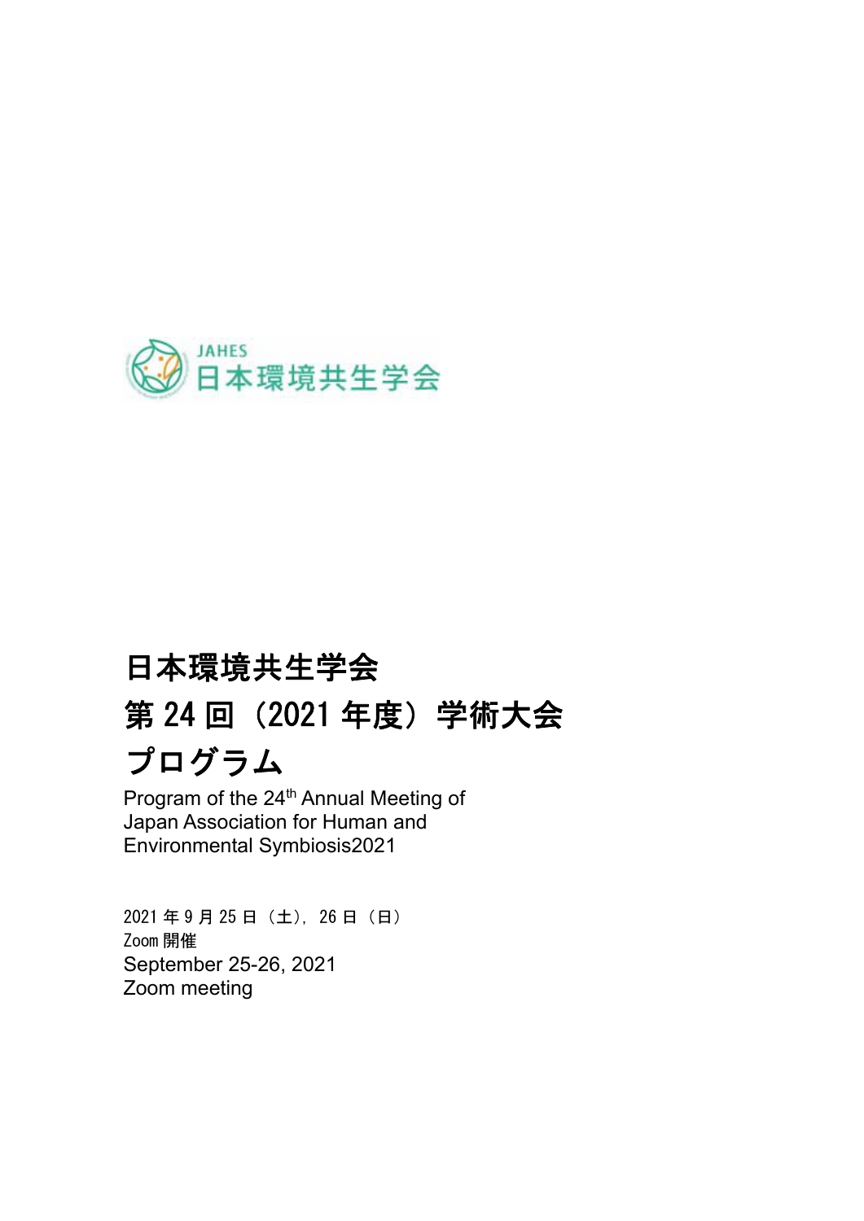JAHES
日本環境共生学会

# 日本環境共生学会
# 第 24 回（2021 年度）学術大会
# プログラム

Program of the 24th Annual Meeting of
Japan Association for Human and
Environmental Symbiosis2021

2021 年 9 月 25 日（土），26 日（日）
Zoom 開催
September 25-26, 2021
Zoom meeting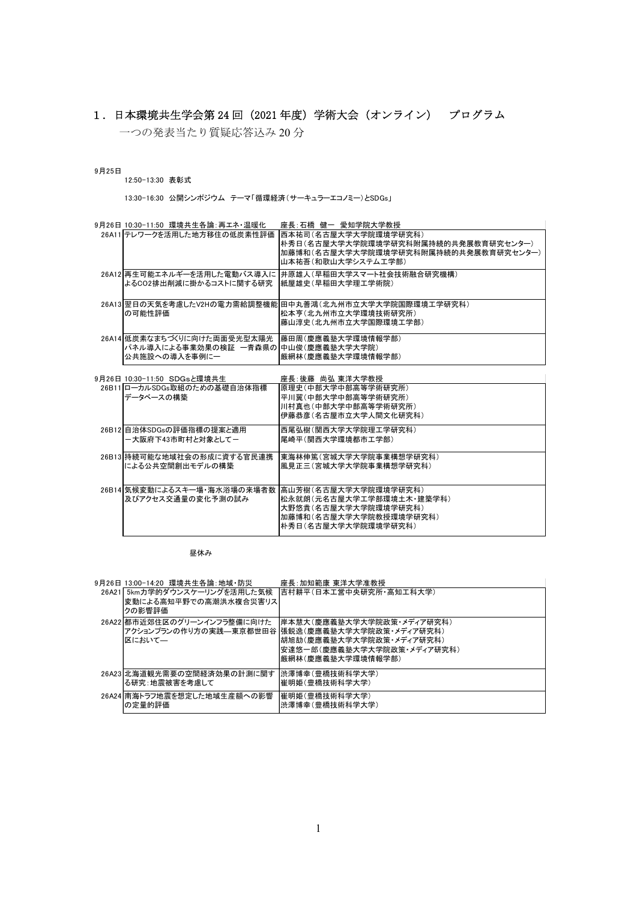# 1．日本環境共生学会第 24 回（2021 年度）学術大会（オンライン）　プログラム

一つの発表当たり質疑応答込み 20 分

9月25日

12:50-13:30 表彰式

13:30-16:30 公開シンポジウム テーマ「循環経済（サーキュラーエコノミー）とSDGs」

| 9月26日 10:30-11:50 環境共生各論：再エネ・温暖化 | | 座長：石橋 健一 愛知学院大学教授 |
|---|---|---|
| 26A11 | テレワークを活用した地方移住の低炭素性評価 | 西本祐司（名古屋大学大学院環境学研究科）<br>朴秀日（名古屋大学大学院環境学研究科附属持続的共発展教育研究センター）<br>加藤博和（名古屋大学大学院環境学研究科附属持続的共発展教育研究センター）<br>山本祐吾（和歌山大学システム工学部） |
| 26A12 | 再生可能エネルギーを活用した電動バス導入によるCO2排出削減に掛かるコストに関する研究 | 井原雄人（早稲田大学スマート社会技術融合研究機構）<br>紙屋雄史（早稲田大学理工学術院） |
| 26A13 | 翌日の天気を考慮したV2Hの電力需給調整機能の可能性評価 | 田中丸善鴻（北九州市立大学大学院国際環境工学研究科）<br>松本亨（北九州市立大学環境技術研究所）<br>藤山淳史（北九州市立大学国際環境工学部） |
| 26A14 | 低炭素なまちづくりに向けた両面受光型太陽光パネル導入による事業効果の検証 ー青森県の公共施設への導入を事例にー | 藤田周（慶應義塾大学環境情報学部）<br>中山俊（慶應義塾大学大学院）<br>厳網林（慶應義塾大学環境情報学部） |

| 9月26日 10:30-11:50 SDGsと環境共生 | | 座長：後藤 尚弘 東洋大学教授 |
|---|---|---|
| 26B11 | ローカルSDGs取組のための基礎自治体指標データベースの構築 | 原理史（中部大学中部高等学術研究所）<br>平川翼（中部大学中部高等学術研究所）<br>川村真也（中部大学中部高等学術研究所）<br>伊藤恭彦（名古屋市立大学人間文化研究科） |
| 26B12 | 自治体SDGsの評価指標の提案と適用<br>ー大阪府下43市町村と対象としてー | 西尾弘樹（関西大学大学院理工学研究科）<br>尾崎平（関西大学環境都市工学部） |
| 26B13 | 持続可能な地域社会の形成に資する官民連携による公共空間創出モデルの構築 | 東海林伸篤（宮城大学大学院事業構想学研究科）<br>風見正三（宮城大学大学院事業構想学研究科） |
| 26B14 | 気候変動によるスキー場・海水浴場の来場者数及びアクセス交通量の変化予測の試み | 高山芳樹（名古屋大学大学院環境学研究科）<br>松永就朗（元名古屋大学工学部環境土木・建築学科）<br>大野悠貴（名古屋大学大学院環境学研究科）<br>加藤博和（名古屋大学大学院教授環境学研究科）<br>朴秀日（名古屋大学大学院環境学研究科） |

昼休み

| 9月26日 13:00-14:20 環境共生各論：地域・防災 | | 座長：加知範康 東洋大学准教授 |
|---|---|---|
| 26A21 | 5km力学的ダウンスケーリングを活用した気候変動による高知平野での高潮洪水複合災害リスクの影響評価 | 吉村耕平（日本工営中央研究所・高知工科大学） |
| 26A22 | 都市近郊住区のグリーンインフラ整備に向けたアクションプランの作り方の実践—東京都世田谷区において— | 岸本慧大（慶應義塾大学大学院政策・メディア研究科）<br>張鋭逸（慶應義塾大学大学院政策・メディア研究科）<br>胡旭劼（慶應義塾大学大学院政策・メディア研究科）<br>安達悠一郎（慶應義塾大学大学院政策・メディア研究科）<br>厳網林（慶應義塾大学環境情報学部） |
| 26A23 | 北海道観光需要の空間経済効果の計測に関する研究：地震被害を考慮して | 渋澤博幸（豊橋技術科学大学）<br>崔明姫（豊橋技術科学大学） |
| 26A24 | 南海トラフ地震を想定した地域生産額への影響の定量的評価 | 崔明姫（豊橋技術科学大学）<br>渋澤博幸（豊橋技術科学大学） |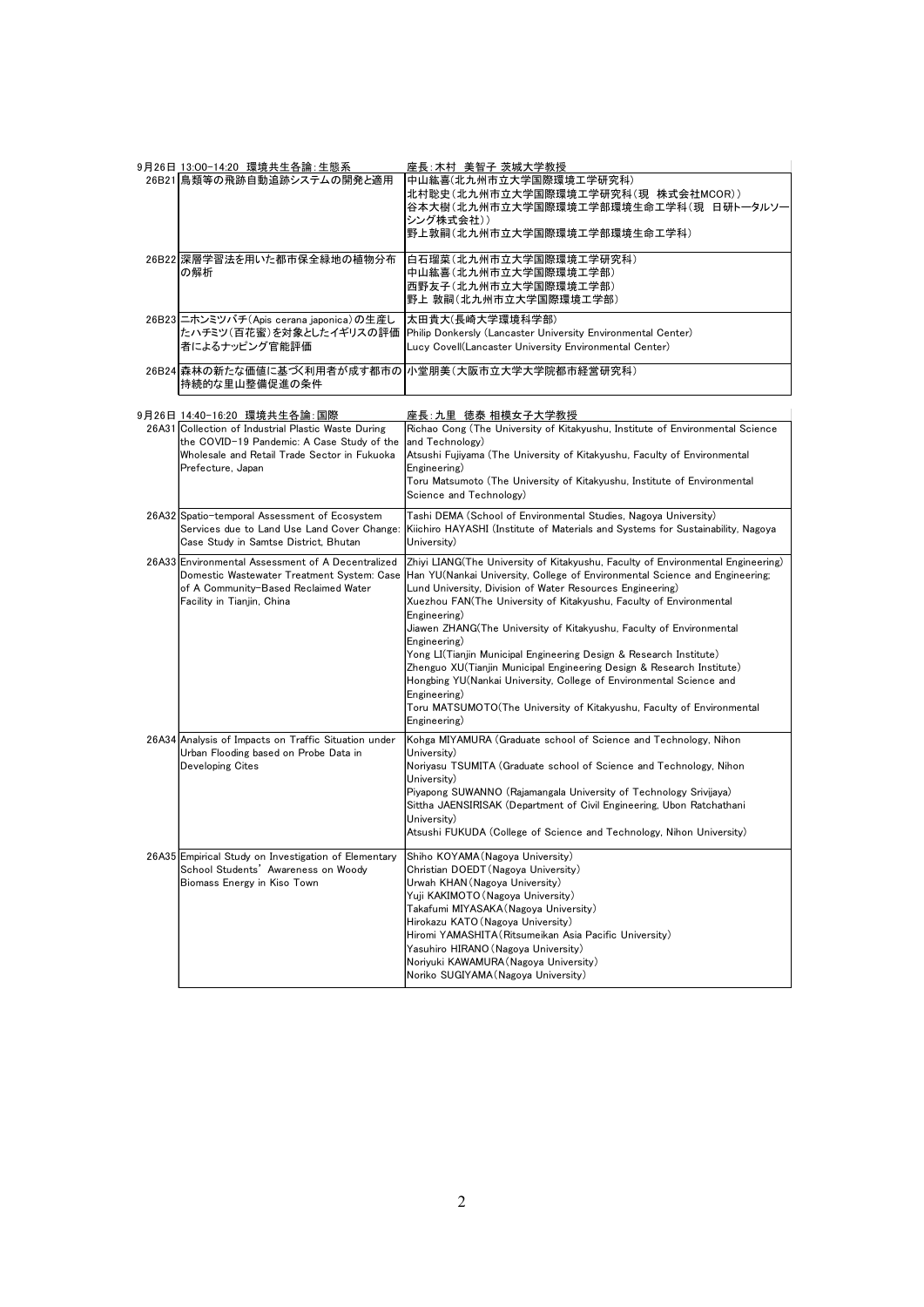9月26日 13:00-14:20 環境共生各論:生態系 　座長:木村 美智子 茨城大学教授

| | | |
|---|---|---|
| 26B21 | 鳥類等の飛跡自動追跡システムの開発と適用 | 中山紘喜(北九州市立大学国際環境工学研究科)<br>北村聡史(北九州市立大学国際環境工学研究科(現 株式会社MCOR))<br>谷本大樹(北九州市立大学国際環境工学部環境生命工学科(現 日研トータルソーシング株式会社))<br>野上敦嗣(北九州市立大学国際環境工学部環境生命工学科) |
| 26B22 | 深層学習法を用いた都市保全緑地の植物分布の解析 | 白石瑠菜(北九州市立大学国際環境工学研究科)<br>中山紘喜(北九州市立大学国際環境工学部)<br>西野友子(北九州市立大学国際環境工学部)<br>野上 敦嗣(北九州市立大学国際環境工学部) |
| 26B23 | ニホンミツバチ(Apis cerana japonica)の生産したハチミツ(百花蜜)を対象としたイギリスの評価者によるナッピング官能評価 | 太田貴大(長崎大学環境科学部)<br>Philip Donkersly (Lancaster University Environmental Center)<br>Lucy Covell(Lancaster University Environmental Center) |
| 26B24 | 森林の新たな価値に基づく利用者が成す都市の持続的な里山整備促進の条件 | 小堂朋美(大阪市立大学大学院都市経営研究科) |

9月26日 14:40-16:20 環境共生各論:国際 　座長:九里 徳泰 相模女子大学教授

| | | |
|---|---|---|
| 26A31 | Collection of Industrial Plastic Waste During the COVID-19 Pandemic: A Case Study of the Wholesale and Retail Trade Sector in Fukuoka Prefecture, Japan | Richao Cong (The University of Kitakyushu, Institute of Environmental Science and Technology)<br>Atsushi Fujiyama (The University of Kitakyushu, Faculty of Environmental Engineering)<br>Toru Matsumoto (The University of Kitakyushu, Institute of Environmental Science and Technology) |
| 26A32 | Spatio-temporal Assessment of Ecosystem Services due to Land Use Land Cover Change: Case Study in Samtse District, Bhutan | Tashi DEMA (School of Environmental Studies, Nagoya University)<br>Kiichiro HAYASHI (Institute of Materials and Systems for Sustainability, Nagoya University) |
| 26A33 | Environmental Assessment of A Decentralized Domestic Wastewater Treatment System: Case of A Community-Based Reclaimed Water Facility in Tianjin, China | Zhiyi LIANG(The University of Kitakyushu, Faculty of Environmental Engineering)<br>Han YU(Nankai University, College of Environmental Science and Engineering; Lund University, Division of Water Resources Engineering)<br>Xuezhou FAN(The University of Kitakyushu, Faculty of Environmental Engineering)<br>Jiawen ZHANG(The University of Kitakyushu, Faculty of Environmental Engineering)<br>Yong LI(Tianjin Municipal Engineering Design & Research Institute)<br>Zhenguo XU(Tianjin Municipal Engineering Design & Research Institute)<br>Hongbing YU(Nankai University, College of Environmental Science and Engineering)<br>Toru MATSUMOTO(The University of Kitakyushu, Faculty of Environmental Engineering) |
| 26A34 | Analysis of Impacts on Traffic Situation under Urban Flooding based on Probe Data in Developing Cites | Kohga MIYAMURA (Graduate school of Science and Technology, Nihon University)<br>Noriyasu TSUMITA (Graduate school of Science and Technology, Nihon University)<br>Piyapong SUWANNO (Rajamangala University of Technology Srivijaya)<br>Sittha JAENSIRISAK (Department of Civil Engineering, Ubon Ratchathani University)<br>Atsushi FUKUDA (College of Science and Technology, Nihon University) |
| 26A35 | Empirical Study on Investigation of Elementary School Students' Awareness on Woody Biomass Energy in Kiso Town | Shiho KOYAMA(Nagoya University)<br>Christian DOEDT(Nagoya University)<br>Urwah KHAN(Nagoya University)<br>Yuji KAKIMOTO(Nagoya University)<br>Takafumi MIYASAKA(Nagoya University)<br>Hirokazu KATO(Nagoya University)<br>Hiromi YAMASHITA(Ritsumeikan Asia Pacific University)<br>Yasuhiro HIRANO(Nagoya University)<br>Noriyuki KAWAMURA(Nagoya University)<br>Noriko SUGIYAMA(Nagoya University) |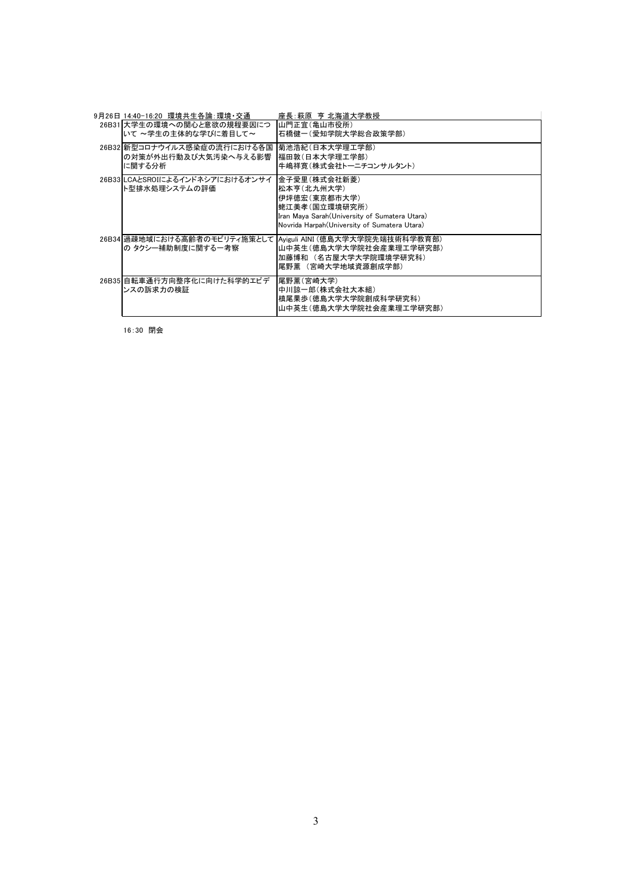| 9月26日 14:40-16:20 環境共生各論:環境・交通 | | 座長:萩原 亨 北海道大学教授 |
|---|---|---|
| 26B31 | 大学生の環境への関心と意欲の規程要因について ～学生の主体的な学びに着目して～ | 山門正宜(亀山市役所)<br>石橋健一(愛知学院大学総合政策学部) |
| 26B32 | 新型コロナウイルス感染症の流行における各国の対策が外出行動及び大気汚染へ与える影響に関する分析 | 菊池浩紀(日本大学理工学部)<br>福田敦(日本大学理工学部)<br>牛嶋祥寛(株式会社トーニチコンサルタント) |
| 26B33 | LCAとSROIによるインドネシアにおけるオンサイト型排水処理システムの評価 | 金子愛里(株式会社新菱)<br>松本亨(北九州大学)<br>伊坪徳宏(東京都市大学)<br>蛯江美孝(国立環境研究所)<br>Iran Maya Sarah(University of Sumatera Utara)<br>Novrida Harpah(University of Sumatera Utara) |
| 26B34 | 過疎地域における高齢者のモビリティ施策としての タクシー補助制度に関する一考察 | Ayiguli AINI(徳島大学大学院先端技術科学教育部)<br>山中英生(徳島大学大学院社会産業理工学研究部)<br>加藤博和 (名古屋大学大学院環境学研究科)<br>尾野薫 (宮崎大学地域資源創成学部) |
| 26B35 | 自転車通行方向整序化に向けた科学的エビデンスの訴求力の検証 | 尾野薫(宮崎大学)<br>中川諒一郎(株式会社大本組)<br>槙尾果歩(徳島大学大学院創成科学研究科)<br>山中英生(徳島大学大学院社会産業理工学研究部) |

16:30 閉会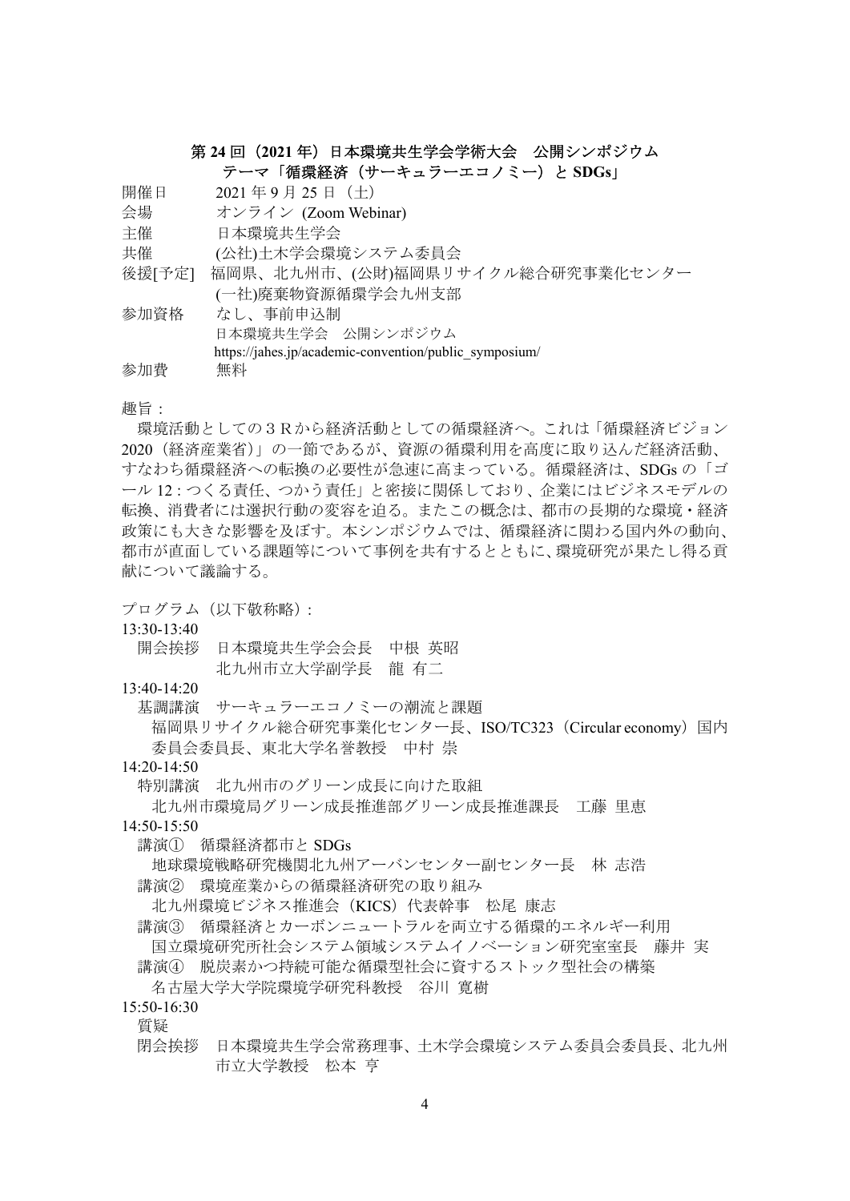## 第 24 回（2021 年）日本環境共生学会学術大会　公開シンポジウム
## テーマ「循環経済（サーキュラーエコノミー）と SDGs」

開催日　2021 年 9 月 25 日（土）
会場　オンライン (Zoom Webinar)
主催　日本環境共生学会
共催　(公社)土木学会環境システム委員会
後援[予定]　福岡県、北九州市、(公財)福岡県リサイクル総合研究事業化センター
　(一社)廃棄物資源循環学会九州支部
参加資格　なし、事前申込制
　日本環境共生学会　公開シンポジウム
　https://jahes.jp/academic-convention/public_symposium/
参加費　無料

趣旨：

環境活動としての３Ｒから経済活動としての循環経済へ。これは「循環経済ビジョン 2020（経済産業省）」の一節であるが、資源の循環利用を高度に取り込んだ経済活動、すなわち循環経済への転換の必要性が急速に高まっている。循環経済は、SDGs の「ゴール 12 : つくる責任、つかう責任」と密接に関係しており、企業にはビジネスモデルの転換、消費者には選択行動の変容を迫る。またこの概念は、都市の長期的な環境・経済政策にも大きな影響を及ぼす。本シンポジウムでは、循環経済に関わる国内外の動向、都市が直面している課題等について事例を共有するとともに、環境研究が果たし得る貢献について議論する。

プログラム（以下敬称略）:

13:30-13:40
　開会挨拶　日本環境共生学会会長　中根 英昭
　　北九州市立大学副学長　龍 有二

13:40-14:20
　基調講演　サーキュラーエコノミーの潮流と課題
　　福岡県リサイクル総合研究事業化センター長、ISO/TC323（Circular economy）国内委員会委員長、東北大学名誉教授　中村 崇

14:20-14:50
　特別講演　北九州市のグリーン成長に向けた取組
　　北九州市環境局グリーン成長推進部グリーン成長推進課長　工藤 里恵

14:50-15:50
　講演①　循環経済都市と SDGs
　　地球環境戦略研究機関北九州アーバンセンター副センター長　林 志浩
　講演②　環境産業からの循環経済研究の取り組み
　　北九州環境ビジネス推進会（KICS）代表幹事　松尾 康志
　講演③　循環経済とカーボンニュートラルを両立する循環的エネルギー利用
　　国立環境研究所社会システム領域システムイノベーション研究室室長　藤井 実
　講演④　脱炭素かつ持続可能な循環型社会に資するストック型社会の構築
　　名古屋大学大学院環境学研究科教授　谷川 寛樹

15:50-16:30
　質疑
　閉会挨拶　日本環境共生学会常務理事、土木学会環境システム委員会委員長、北九州市立大学教授　松本 亨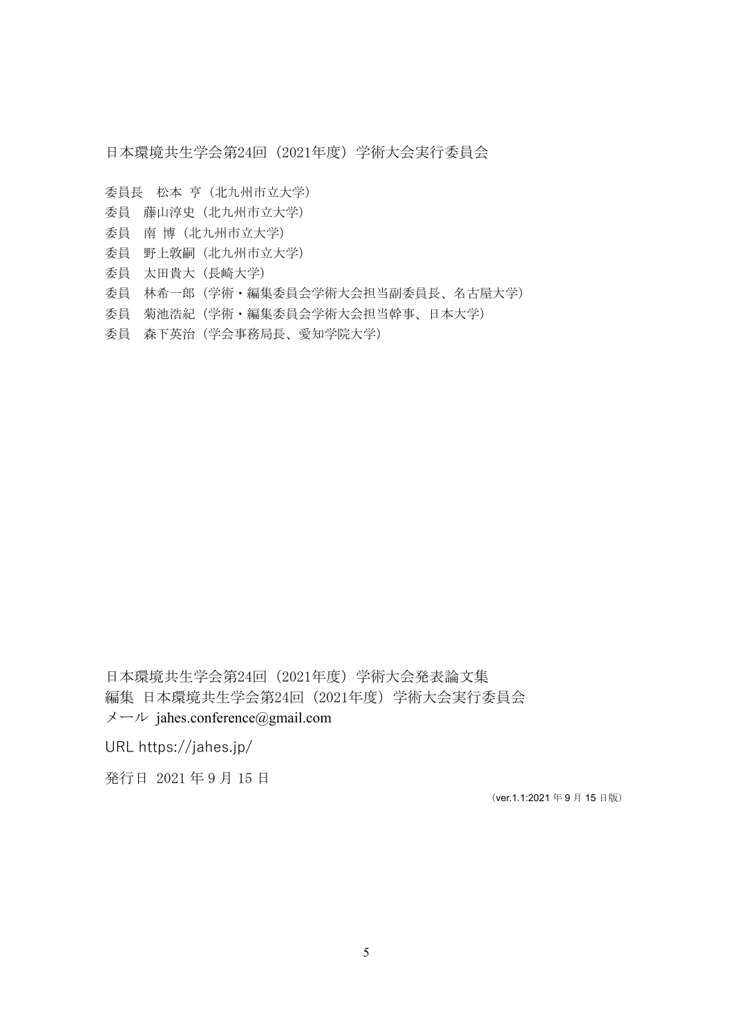日本環境共生学会第24回（2021年度）学術大会実行委員会

委員長　松本 亨（北九州市立大学）
委員　藤山淳史（北九州市立大学）
委員　南 博（北九州市立大学）
委員　野上敦嗣（北九州市立大学）
委員　太田貴大（長崎大学）
委員　林希一郎（学術・編集委員会学術大会担当副委員長、名古屋大学）
委員　菊池浩紀（学術・編集委員会学術大会担当幹事、日本大学）
委員　森下英治（学会事務局長、愛知学院大学）

日本環境共生学会第24回（2021年度）学術大会発表論文集
編集 日本環境共生学会第24回（2021年度）学術大会実行委員会
メール jahes.conference@gmail.com

URL https://jahes.jp/

発行日 2021 年 9 月 15 日

（ver.1.1:2021 年 9 月 15 日版）